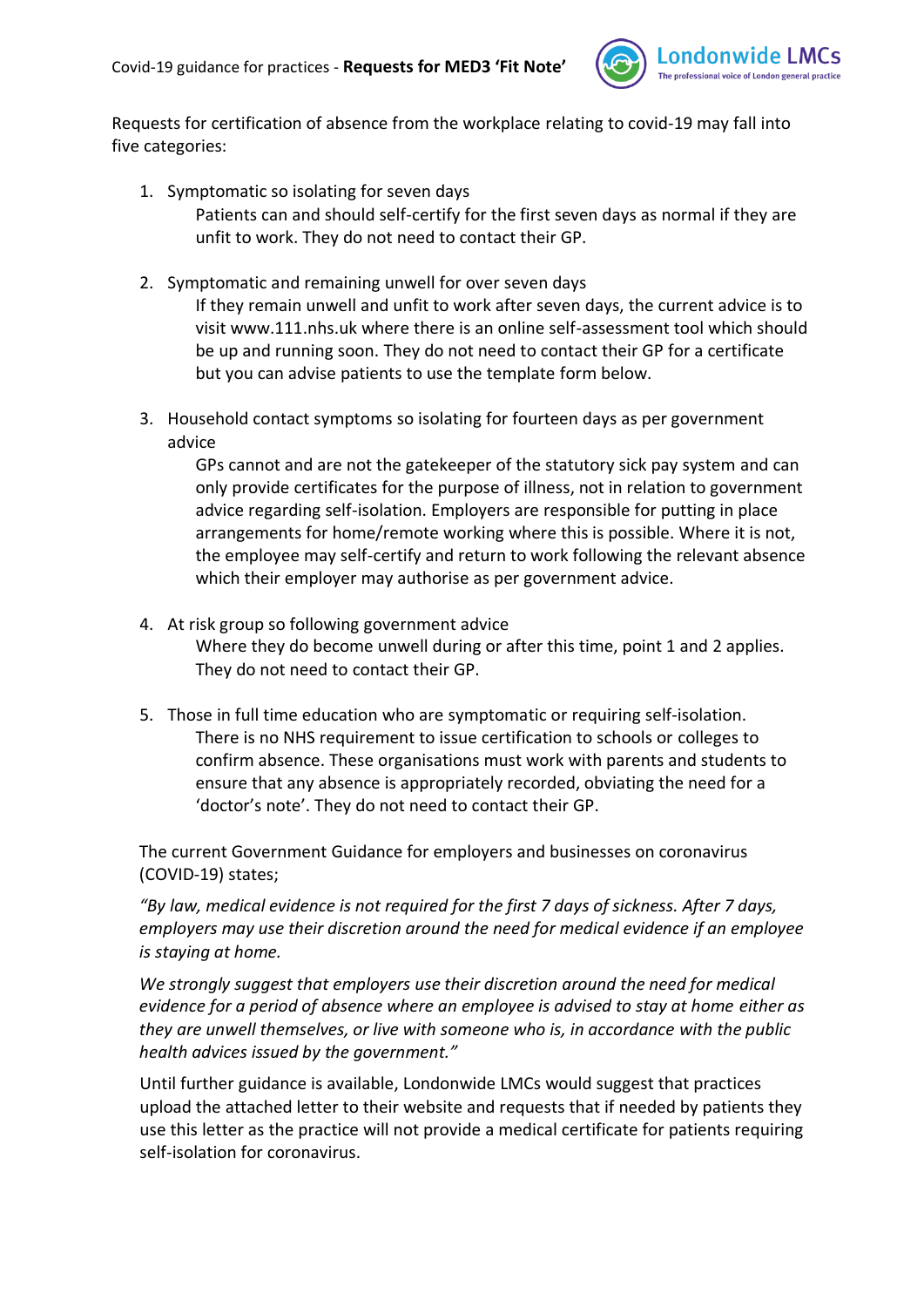Covid-19 guidance for practices - **Requests for MED3 'Fit Note'**

Londonwide LMCs
The professional voice of London general practice

Requests for certification of absence from the workplace relating to covid-19 may fall into five categories:

1. Symptomatic so isolating for seven days
   Patients can and should self-certify for the first seven days as normal if they are unfit to work. They do not need to contact their GP.

2. Symptomatic and remaining unwell for over seven days
   If they remain unwell and unfit to work after seven days, the current advice is to visit www.111.nhs.uk where there is an online self-assessment tool which should be up and running soon. They do not need to contact their GP for a certificate but you can advise patients to use the template form below.

3. Household contact symptoms so isolating for fourteen days as per government advice
   GPs cannot and are not the gatekeeper of the statutory sick pay system and can only provide certificates for the purpose of illness, not in relation to government advice regarding self-isolation. Employers are responsible for putting in place arrangements for home/remote working where this is possible. Where it is not, the employee may self-certify and return to work following the relevant absence which their employer may authorise as per government advice.

4. At risk group so following government advice
   Where they do become unwell during or after this time, point 1 and 2 applies. They do not need to contact their GP.

5. Those in full time education who are symptomatic or requiring self-isolation.
   There is no NHS requirement to issue certification to schools or colleges to confirm absence. These organisations must work with parents and students to ensure that any absence is appropriately recorded, obviating the need for a 'doctor's note'. They do not need to contact their GP.

The current Government Guidance for employers and businesses on coronavirus (COVID-19) states;

*"By law, medical evidence is not required for the first 7 days of sickness. After 7 days, employers may use their discretion around the need for medical evidence if an employee is staying at home.*

*We strongly suggest that employers use their discretion around the need for medical evidence for a period of absence where an employee is advised to stay at home either as they are unwell themselves, or live with someone who is, in accordance with the public health advices issued by the government."*

Until further guidance is available, Londonwide LMCs would suggest that practices upload the attached letter to their website and requests that if needed by patients they use this letter as the practice will not provide a medical certificate for patients requiring self-isolation for coronavirus.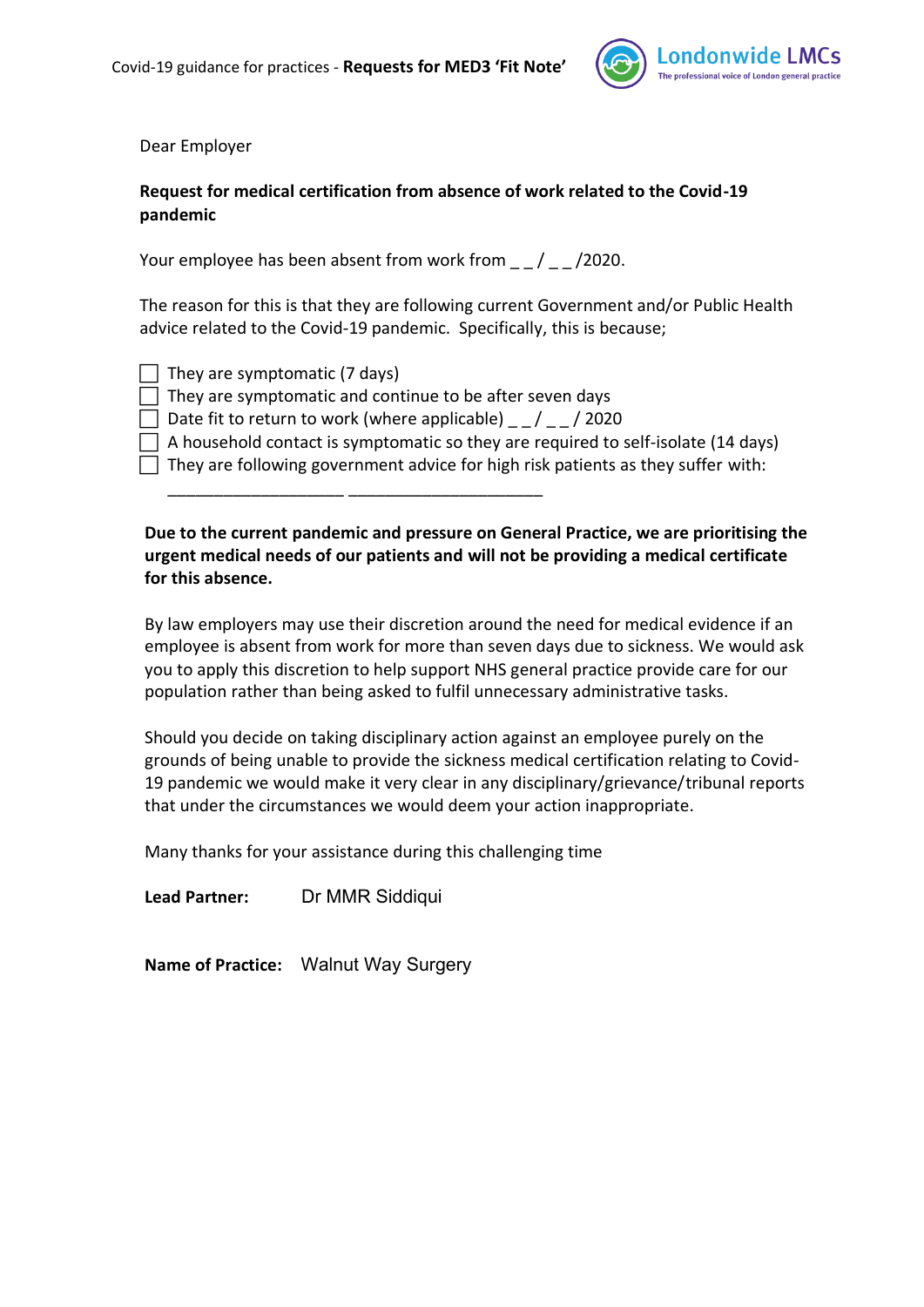Dear Employer

**Request for medical certification from absence of work related to the Covid-19 pandemic**

Your employee has been absent from work from _ _ / _ _ /2020.

The reason for this is that they are following current Government and/or Public Health advice related to the Covid-19 pandemic. Specifically, this is because;

- ☐ They are symptomatic (7 days)
- ☐ They are symptomatic and continue to be after seven days
- ☐ Date fit to return to work (where applicable) _ _ / _ _ / 2020
- ☐ A household contact is symptomatic so they are required to self-isolate (14 days)
- ☐ They are following government advice for high risk patients as they suffer with:

  ____________________ ______________________

**Due to the current pandemic and pressure on General Practice, we are prioritising the urgent medical needs of our patients and will not be providing a medical certificate for this absence.**

By law employers may use their discretion around the need for medical evidence if an employee is absent from work for more than seven days due to sickness. We would ask you to apply this discretion to help support NHS general practice provide care for our population rather than being asked to fulfil unnecessary administrative tasks.

Should you decide on taking disciplinary action against an employee purely on the grounds of being unable to provide the sickness medical certification relating to Covid-19 pandemic we would make it very clear in any disciplinary/grievance/tribunal reports that under the circumstances we would deem your action inappropriate.

Many thanks for your assistance during this challenging time

**Lead Partner:** Dr MMR Siddiqui

**Name of Practice:** Walnut Way Surgery